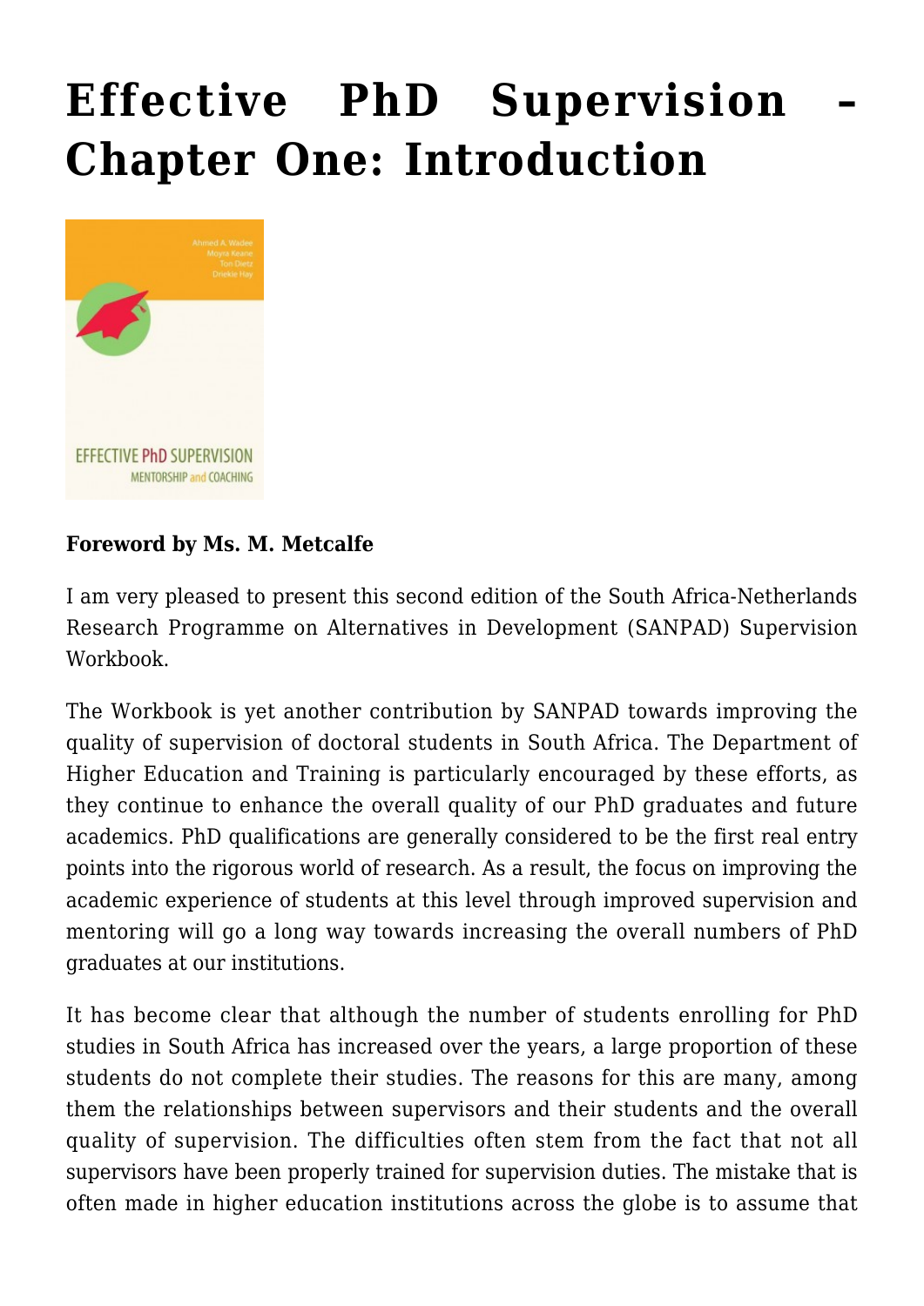# Effective PhD Supervision – Chapter One: Introduction

**Foreword by Ms. M. Metcalfe**

I am very pleased to present this second edition of the South Africa-Netherlands Research Programme on Alternatives in Development (SANPAD) Supervision Workbook.

The Workbook is yet another contribution by SANPAD towards improving the quality of supervision of doctoral students in South Africa. The Department of Higher Education and Training is particularly encouraged by these efforts, as they continue to enhance the overall quality of our PhD graduates and future academics. PhD qualifications are generally considered to be the first real entry points into the rigorous world of research. As a result, the focus on improving the academic experience of students at this level through improved supervision and mentoring will go a long way towards increasing the overall numbers of PhD graduates at our institutions.

It has become clear that although the number of students enrolling for PhD studies in South Africa has increased over the years, a large proportion of these students do not complete their studies. The reasons for this are many, among them the relationships between supervisors and their students and the overall quality of supervision. The difficulties often stem from the fact that not all supervisors have been properly trained for supervision duties. The mistake that is often made in higher education institutions across the globe is to assume that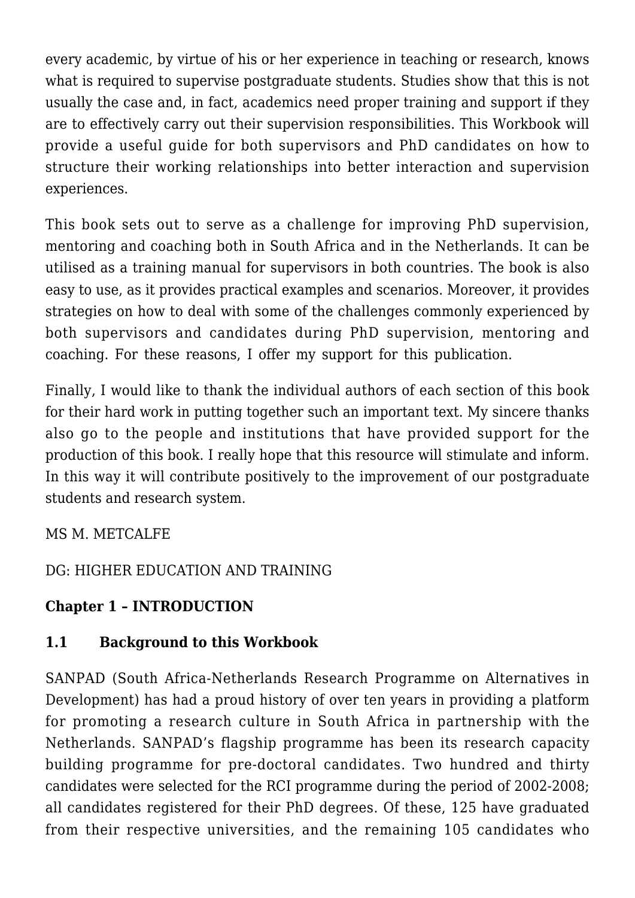every academic, by virtue of his or her experience in teaching or research, knows what is required to supervise postgraduate students. Studies show that this is not usually the case and, in fact, academics need proper training and support if they are to effectively carry out their supervision responsibilities. This Workbook will provide a useful guide for both supervisors and PhD candidates on how to structure their working relationships into better interaction and supervision experiences.

This book sets out to serve as a challenge for improving PhD supervision, mentoring and coaching both in South Africa and in the Netherlands. It can be utilised as a training manual for supervisors in both countries. The book is also easy to use, as it provides practical examples and scenarios. Moreover, it provides strategies on how to deal with some of the challenges commonly experienced by both supervisors and candidates during PhD supervision, mentoring and coaching. For these reasons, I offer my support for this publication.

Finally, I would like to thank the individual authors of each section of this book for their hard work in putting together such an important text. My sincere thanks also go to the people and institutions that have provided support for the production of this book. I really hope that this resource will stimulate and inform. In this way it will contribute positively to the improvement of our postgraduate students and research system.

MS M. METCALFE

DG: HIGHER EDUCATION AND TRAINING

## Chapter 1 – INTRODUCTION

### 1.1 Background to this Workbook

SANPAD (South Africa-Netherlands Research Programme on Alternatives in Development) has had a proud history of over ten years in providing a platform for promoting a research culture in South Africa in partnership with the Netherlands. SANPAD's flagship programme has been its research capacity building programme for pre-doctoral candidates. Two hundred and thirty candidates were selected for the RCI programme during the period of 2002-2008; all candidates registered for their PhD degrees. Of these, 125 have graduated from their respective universities, and the remaining 105 candidates who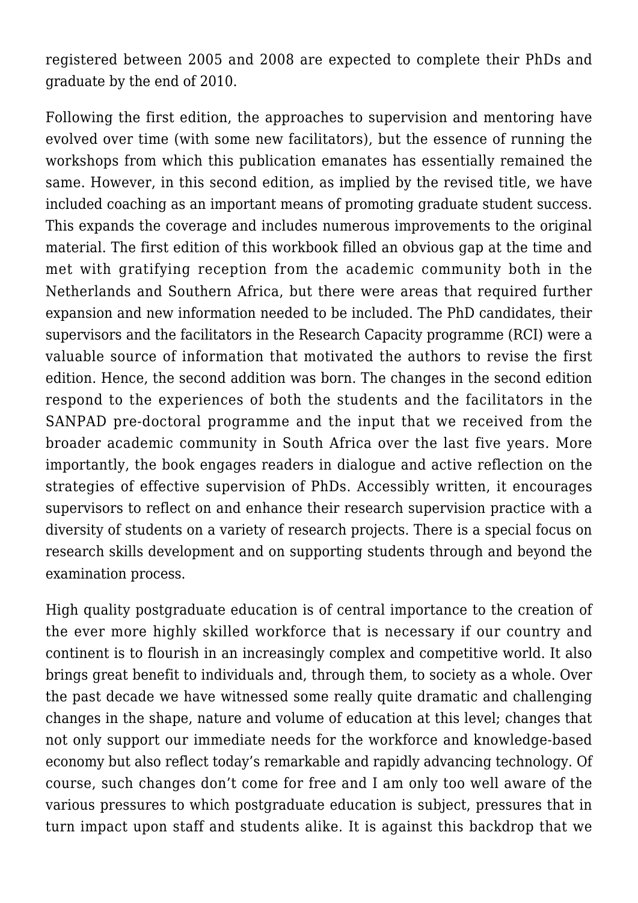registered between 2005 and 2008 are expected to complete their PhDs and graduate by the end of 2010.

Following the first edition, the approaches to supervision and mentoring have evolved over time (with some new facilitators), but the essence of running the workshops from which this publication emanates has essentially remained the same. However, in this second edition, as implied by the revised title, we have included coaching as an important means of promoting graduate student success. This expands the coverage and includes numerous improvements to the original material. The first edition of this workbook filled an obvious gap at the time and met with gratifying reception from the academic community both in the Netherlands and Southern Africa, but there were areas that required further expansion and new information needed to be included. The PhD candidates, their supervisors and the facilitators in the Research Capacity programme (RCI) were a valuable source of information that motivated the authors to revise the first edition. Hence, the second addition was born. The changes in the second edition respond to the experiences of both the students and the facilitators in the SANPAD pre-doctoral programme and the input that we received from the broader academic community in South Africa over the last five years. More importantly, the book engages readers in dialogue and active reflection on the strategies of effective supervision of PhDs. Accessibly written, it encourages supervisors to reflect on and enhance their research supervision practice with a diversity of students on a variety of research projects. There is a special focus on research skills development and on supporting students through and beyond the examination process.

High quality postgraduate education is of central importance to the creation of the ever more highly skilled workforce that is necessary if our country and continent is to flourish in an increasingly complex and competitive world. It also brings great benefit to individuals and, through them, to society as a whole. Over the past decade we have witnessed some really quite dramatic and challenging changes in the shape, nature and volume of education at this level; changes that not only support our immediate needs for the workforce and knowledge-based economy but also reflect today's remarkable and rapidly advancing technology. Of course, such changes don't come for free and I am only too well aware of the various pressures to which postgraduate education is subject, pressures that in turn impact upon staff and students alike. It is against this backdrop that we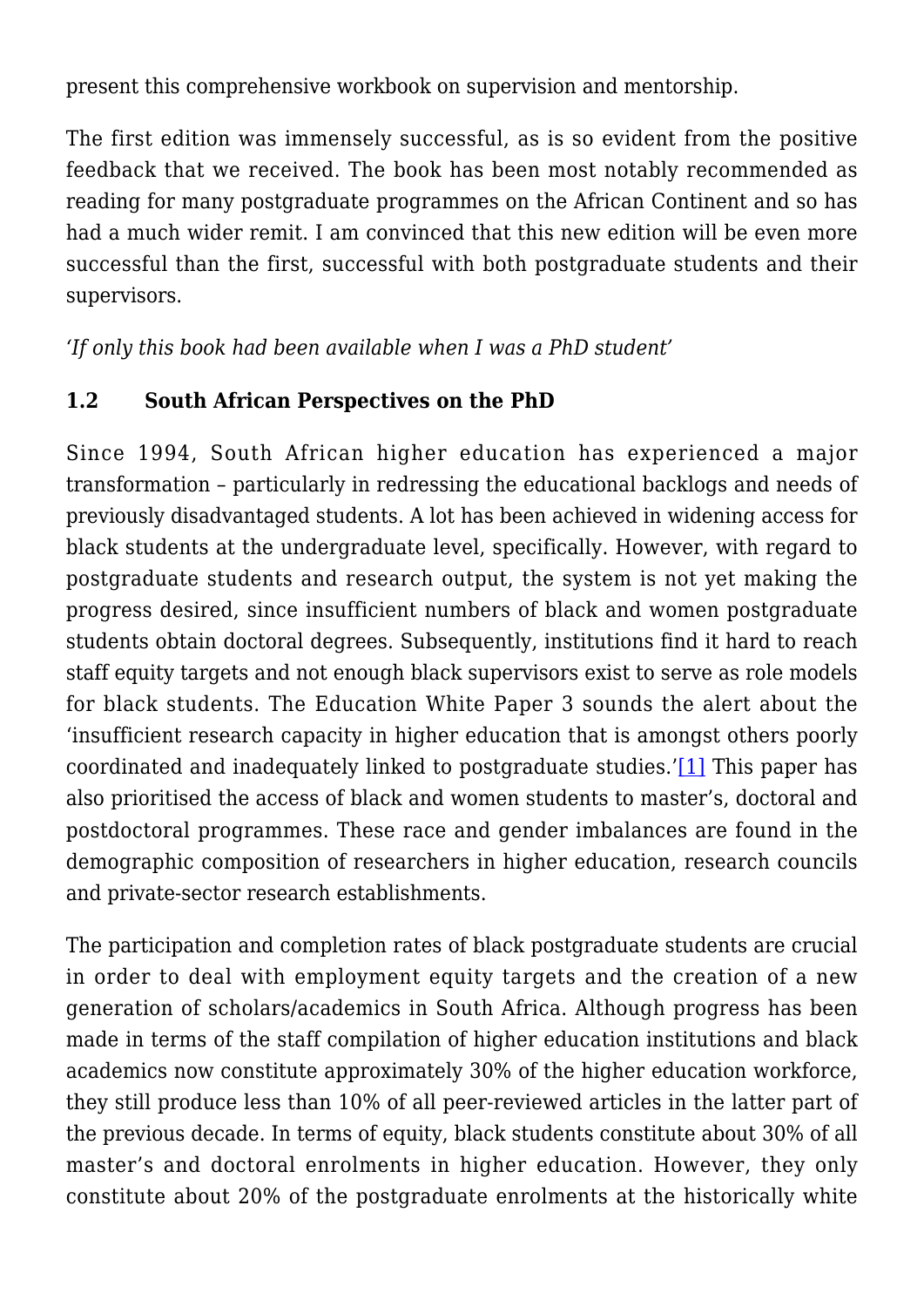present this comprehensive workbook on supervision and mentorship.

The first edition was immensely successful, as is so evident from the positive feedback that we received. The book has been most notably recommended as reading for many postgraduate programmes on the African Continent and so has had a much wider remit. I am convinced that this new edition will be even more successful than the first, successful with both postgraduate students and their supervisors.

*'If only this book had been available when I was a PhD student'*

### 1.2 South African Perspectives on the PhD

Since 1994, South African higher education has experienced a major transformation – particularly in redressing the educational backlogs and needs of previously disadvantaged students. A lot has been achieved in widening access for black students at the undergraduate level, specifically. However, with regard to postgraduate students and research output, the system is not yet making the progress desired, since insufficient numbers of black and women postgraduate students obtain doctoral degrees. Subsequently, institutions find it hard to reach staff equity targets and not enough black supervisors exist to serve as role models for black students. The Education White Paper 3 sounds the alert about the 'insufficient research capacity in higher education that is amongst others poorly coordinated and inadequately linked to postgraduate studies.'[1] This paper has also prioritised the access of black and women students to master's, doctoral and postdoctoral programmes. These race and gender imbalances are found in the demographic composition of researchers in higher education, research councils and private-sector research establishments.

The participation and completion rates of black postgraduate students are crucial in order to deal with employment equity targets and the creation of a new generation of scholars/academics in South Africa. Although progress has been made in terms of the staff compilation of higher education institutions and black academics now constitute approximately 30% of the higher education workforce, they still produce less than 10% of all peer-reviewed articles in the latter part of the previous decade. In terms of equity, black students constitute about 30% of all master's and doctoral enrolments in higher education. However, they only constitute about 20% of the postgraduate enrolments at the historically white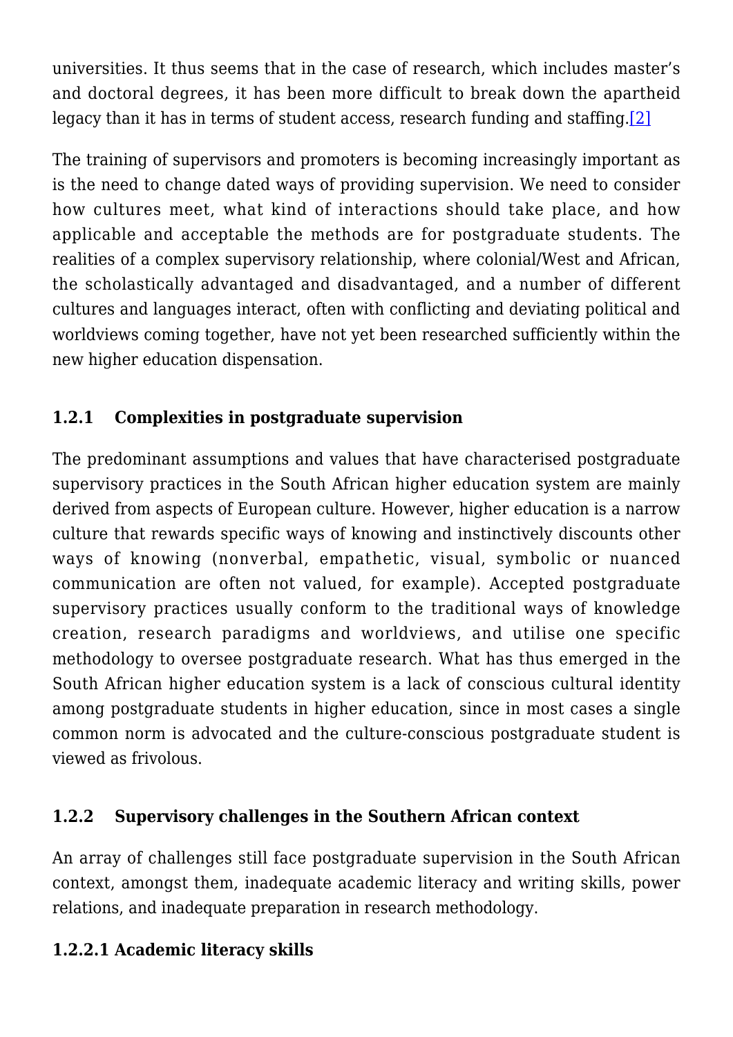universities. It thus seems that in the case of research, which includes master's and doctoral degrees, it has been more difficult to break down the apartheid legacy than it has in terms of student access, research funding and staffing.[2]

The training of supervisors and promoters is becoming increasingly important as is the need to change dated ways of providing supervision. We need to consider how cultures meet, what kind of interactions should take place, and how applicable and acceptable the methods are for postgraduate students. The realities of a complex supervisory relationship, where colonial/West and African, the scholastically advantaged and disadvantaged, and a number of different cultures and languages interact, often with conflicting and deviating political and worldviews coming together, have not yet been researched sufficiently within the new higher education dispensation.

### 1.2.1 Complexities in postgraduate supervision

The predominant assumptions and values that have characterised postgraduate supervisory practices in the South African higher education system are mainly derived from aspects of European culture. However, higher education is a narrow culture that rewards specific ways of knowing and instinctively discounts other ways of knowing (nonverbal, empathetic, visual, symbolic or nuanced communication are often not valued, for example). Accepted postgraduate supervisory practices usually conform to the traditional ways of knowledge creation, research paradigms and worldviews, and utilise one specific methodology to oversee postgraduate research. What has thus emerged in the South African higher education system is a lack of conscious cultural identity among postgraduate students in higher education, since in most cases a single common norm is advocated and the culture-conscious postgraduate student is viewed as frivolous.

### 1.2.2 Supervisory challenges in the Southern African context

An array of challenges still face postgraduate supervision in the South African context, amongst them, inadequate academic literacy and writing skills, power relations, and inadequate preparation in research methodology.

#### 1.2.2.1 Academic literacy skills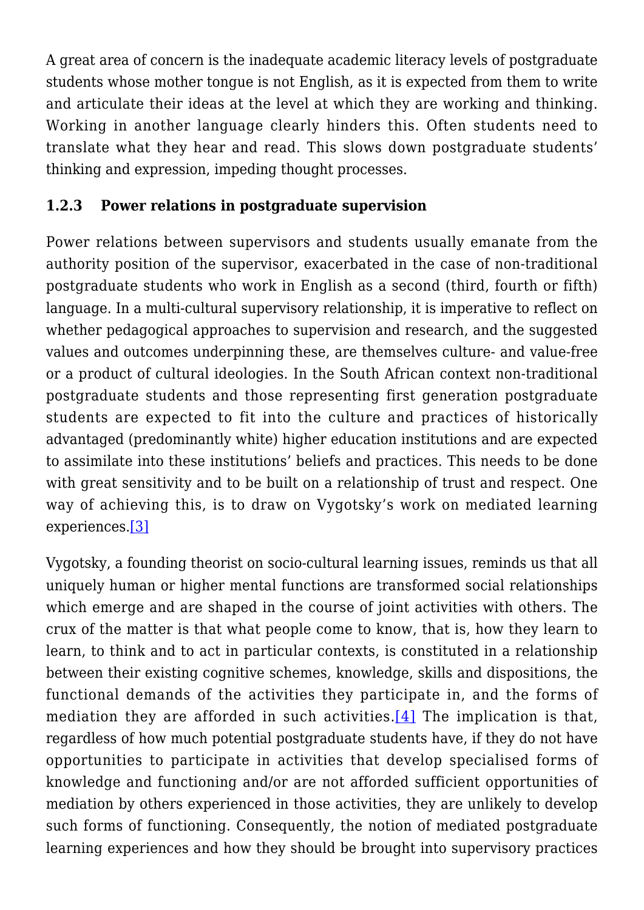A great area of concern is the inadequate academic literacy levels of postgraduate students whose mother tongue is not English, as it is expected from them to write and articulate their ideas at the level at which they are working and thinking. Working in another language clearly hinders this. Often students need to translate what they hear and read. This slows down postgraduate students' thinking and expression, impeding thought processes.

### 1.2.3 Power relations in postgraduate supervision

Power relations between supervisors and students usually emanate from the authority position of the supervisor, exacerbated in the case of non-traditional postgraduate students who work in English as a second (third, fourth or fifth) language. In a multi-cultural supervisory relationship, it is imperative to reflect on whether pedagogical approaches to supervision and research, and the suggested values and outcomes underpinning these, are themselves culture- and value-free or a product of cultural ideologies. In the South African context non-traditional postgraduate students and those representing first generation postgraduate students are expected to fit into the culture and practices of historically advantaged (predominantly white) higher education institutions and are expected to assimilate into these institutions' beliefs and practices. This needs to be done with great sensitivity and to be built on a relationship of trust and respect. One way of achieving this, is to draw on Vygotsky's work on mediated learning experiences.[3]

Vygotsky, a founding theorist on socio-cultural learning issues, reminds us that all uniquely human or higher mental functions are transformed social relationships which emerge and are shaped in the course of joint activities with others. The crux of the matter is that what people come to know, that is, how they learn to learn, to think and to act in particular contexts, is constituted in a relationship between their existing cognitive schemes, knowledge, skills and dispositions, the functional demands of the activities they participate in, and the forms of mediation they are afforded in such activities.[4] The implication is that, regardless of how much potential postgraduate students have, if they do not have opportunities to participate in activities that develop specialised forms of knowledge and functioning and/or are not afforded sufficient opportunities of mediation by others experienced in those activities, they are unlikely to develop such forms of functioning. Consequently, the notion of mediated postgraduate learning experiences and how they should be brought into supervisory practices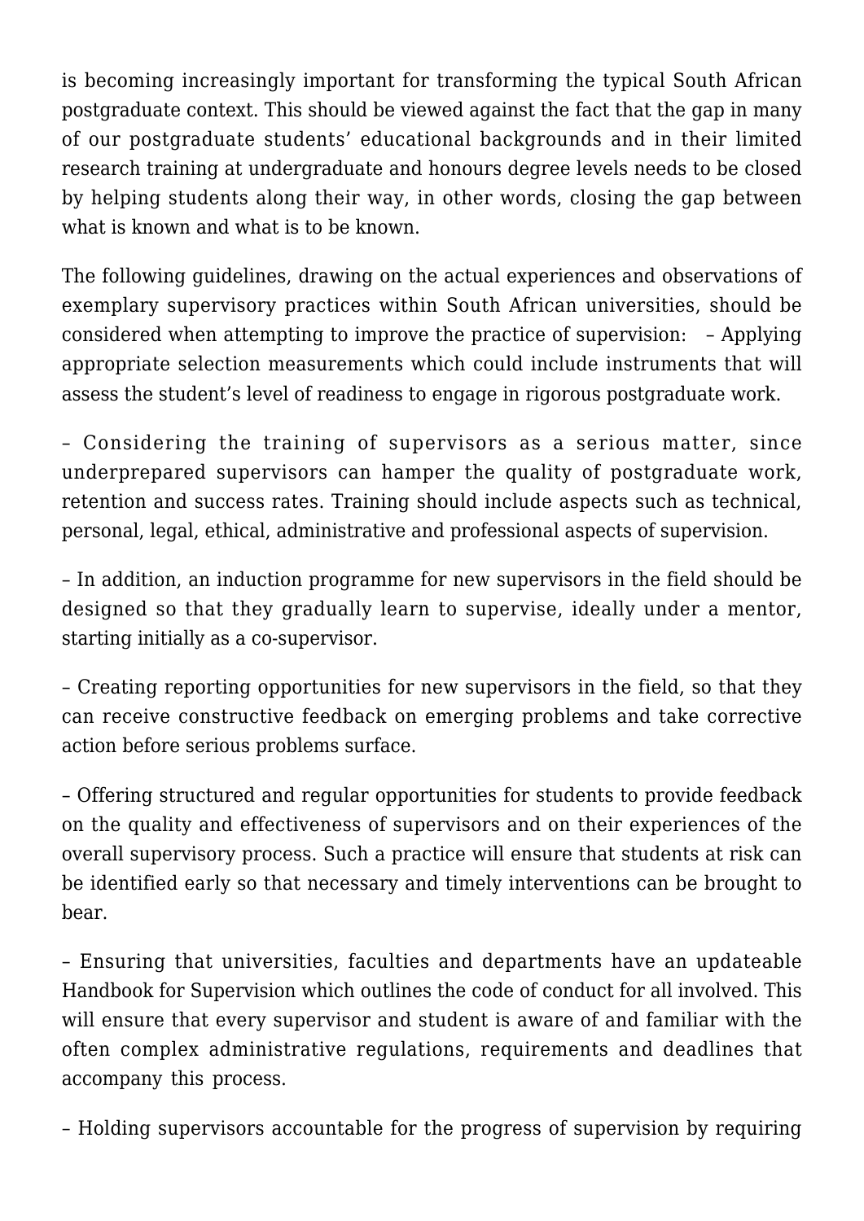is becoming increasingly important for transforming the typical South African postgraduate context. This should be viewed against the fact that the gap in many of our postgraduate students' educational backgrounds and in their limited research training at undergraduate and honours degree levels needs to be closed by helping students along their way, in other words, closing the gap between what is known and what is to be known.

The following guidelines, drawing on the actual experiences and observations of exemplary supervisory practices within South African universities, should be considered when attempting to improve the practice of supervision:

– Applying appropriate selection measurements which could include instruments that will assess the student's level of readiness to engage in rigorous postgraduate work.

– Considering the training of supervisors as a serious matter, since underprepared supervisors can hamper the quality of postgraduate work, retention and success rates. Training should include aspects such as technical, personal, legal, ethical, administrative and professional aspects of supervision.

– In addition, an induction programme for new supervisors in the field should be designed so that they gradually learn to supervise, ideally under a mentor, starting initially as a co-supervisor.

– Creating reporting opportunities for new supervisors in the field, so that they can receive constructive feedback on emerging problems and take corrective action before serious problems surface.

– Offering structured and regular opportunities for students to provide feedback on the quality and effectiveness of supervisors and on their experiences of the overall supervisory process. Such a practice will ensure that students at risk can be identified early so that necessary and timely interventions can be brought to bear.

– Ensuring that universities, faculties and departments have an updateable Handbook for Supervision which outlines the code of conduct for all involved. This will ensure that every supervisor and student is aware of and familiar with the often complex administrative regulations, requirements and deadlines that accompany this process.

– Holding supervisors accountable for the progress of supervision by requiring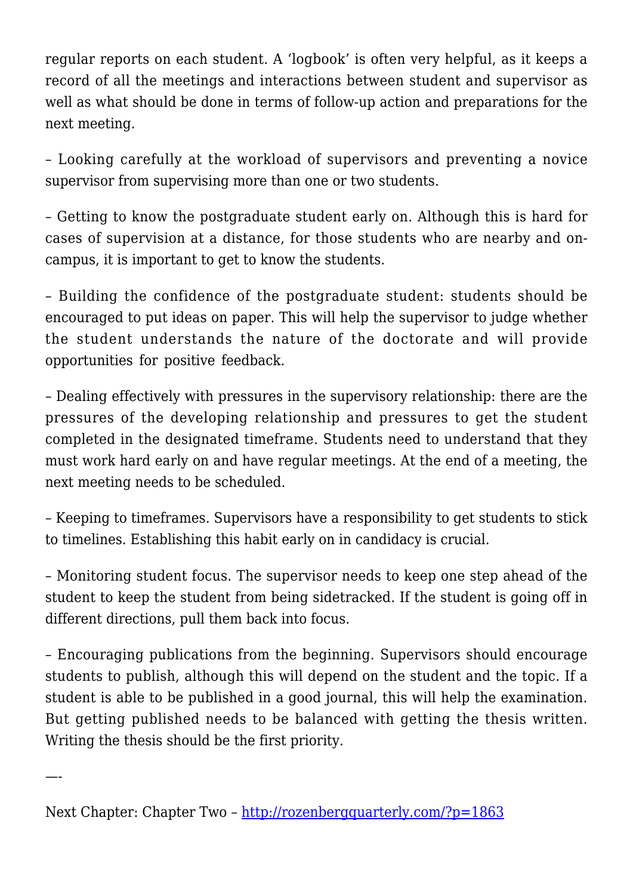regular reports on each student. A 'logbook' is often very helpful, as it keeps a record of all the meetings and interactions between student and supervisor as well as what should be done in terms of follow-up action and preparations for the next meeting.

– Looking carefully at the workload of supervisors and preventing a novice supervisor from supervising more than one or two students.

– Getting to know the postgraduate student early on. Although this is hard for cases of supervision at a distance, for those students who are nearby and on-campus, it is important to get to know the students.

– Building the confidence of the postgraduate student: students should be encouraged to put ideas on paper. This will help the supervisor to judge whether the student understands the nature of the doctorate and will provide opportunities for positive feedback.

– Dealing effectively with pressures in the supervisory relationship: there are the pressures of the developing relationship and pressures to get the student completed in the designated timeframe. Students need to understand that they must work hard early on and have regular meetings. At the end of a meeting, the next meeting needs to be scheduled.

– Keeping to timeframes. Supervisors have a responsibility to get students to stick to timelines. Establishing this habit early on in candidacy is crucial.

– Monitoring student focus. The supervisor needs to keep one step ahead of the student to keep the student from being sidetracked. If the student is going off in different directions, pull them back into focus.

– Encouraging publications from the beginning. Supervisors should encourage students to publish, although this will depend on the student and the topic. If a student is able to be published in a good journal, this will help the examination. But getting published needs to be balanced with getting the thesis written. Writing the thesis should be the first priority.

—-

Next Chapter: Chapter Two – [http://rozenbergquarterly.com/?p=1863](http://rozenbergquarterly.com/?p=1863)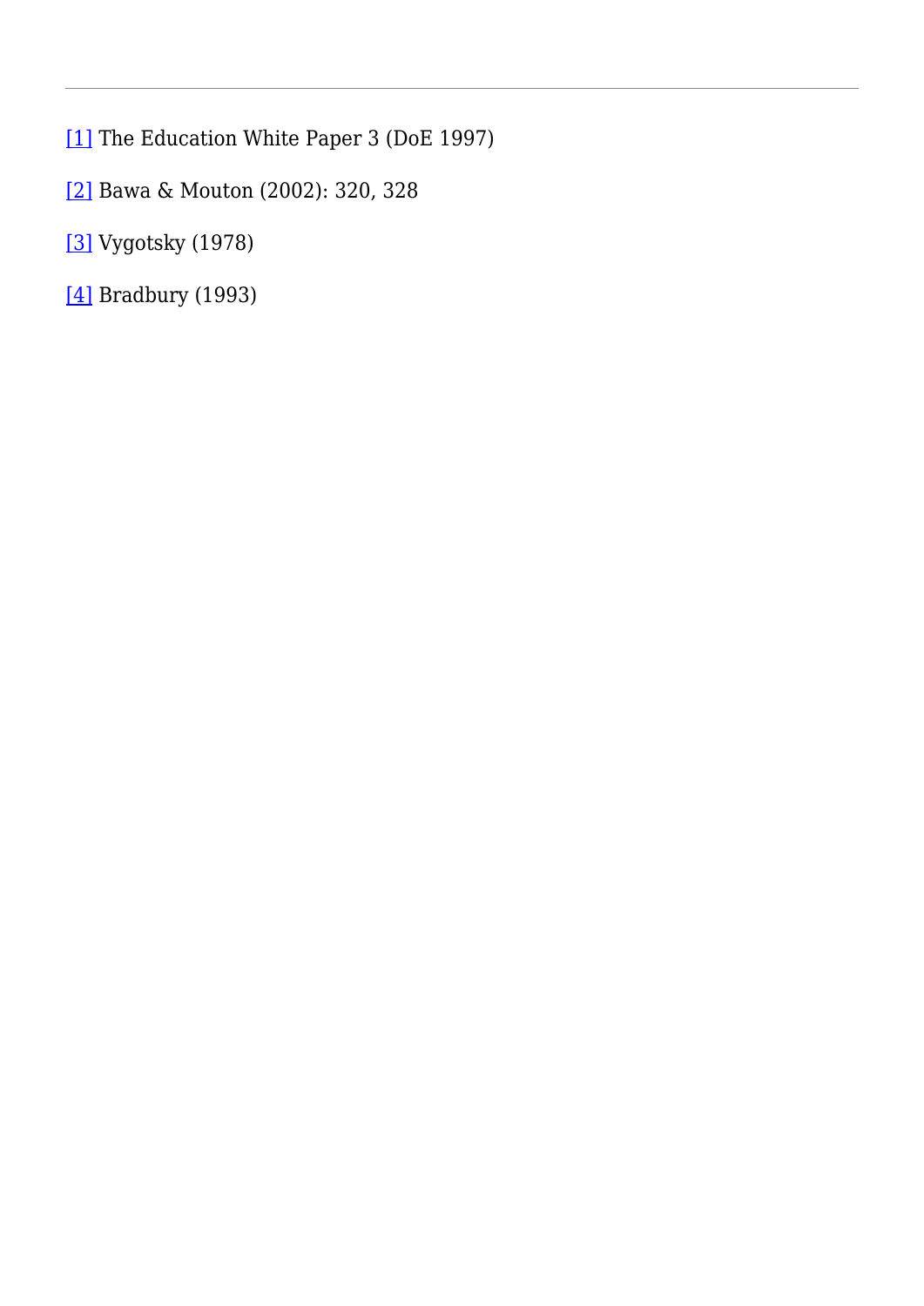---

[1] The Education White Paper 3 (DoE 1997)

[2] Bawa & Mouton (2002): 320, 328

[3] Vygotsky (1978)

[4] Bradbury (1993)